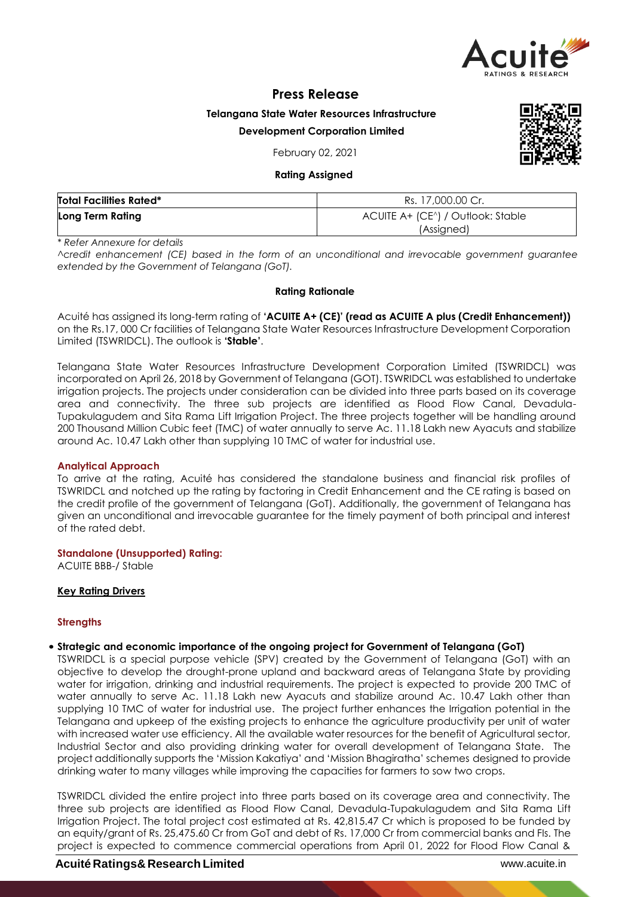# Press Release

**Telangana State Water Resources Infrastructure Development Corporation Limited**

February 02, 2021

**Rating Assigned**

| **Total Facilities Rated*** | Rs. 17,000.00 Cr. |
|---|---|
| **Long Term Rating** | ACUITE A+ (CE^) / Outlook: Stable (Assigned) |

*\* Refer Annexure for details*

*^credit enhancement (CE) based in the form of an unconditional and irrevocable government guarantee extended by the Government of Telangana (GoT).*

**Rating Rationale**

Acuité has assigned its long-term rating of **'ACUITE A+ (CE)' (read as ACUITE A plus (Credit Enhancement))** on the Rs.17, 000 Cr facilities of Telangana State Water Resources Infrastructure Development Corporation Limited (TSWRIDCL). The outlook is **'Stable'**.

Telangana State Water Resources Infrastructure Development Corporation Limited (TSWRIDCL) was incorporated on April 26, 2018 by Government of Telangana (GOT). TSWRIDCL was established to undertake irrigation projects. The projects under consideration can be divided into three parts based on its coverage area and connectivity. The three sub projects are identified as Flood Flow Canal, Devadula-Tupakulagudem and Sita Rama Lift Irrigation Project. The three projects together will be handling around 200 Thousand Million Cubic feet (TMC) of water annually to serve Ac. 11.18 Lakh new Ayacuts and stabilize around Ac. 10.47 Lakh other than supplying 10 TMC of water for industrial use.

## Analytical Approach

To arrive at the rating, Acuité has considered the standalone business and financial risk profiles of TSWRIDCL and notched up the rating by factoring in Credit Enhancement and the CE rating is based on the credit profile of the government of Telangana (GoT). Additionally, the government of Telangana has given an unconditional and irrevocable guarantee for the timely payment of both principal and interest of the rated debt.

## Standalone (Unsupported) Rating:

ACUITE BBB-/ Stable

## Key Rating Drivers

### Strengths

- **Strategic and economic importance of the ongoing project for Government of Telangana (GoT)**

TSWRIDCL is a special purpose vehicle (SPV) created by the Government of Telangana (GoT) with an objective to develop the drought-prone upland and backward areas of Telangana State by providing water for irrigation, drinking and industrial requirements. The project is expected to provide 200 TMC of water annually to serve Ac. 11.18 Lakh new Ayacuts and stabilize around Ac. 10.47 Lakh other than supplying 10 TMC of water for industrial use. The project further enhances the Irrigation potential in the Telangana and upkeep of the existing projects to enhance the agriculture productivity per unit of water with increased water use efficiency. All the available water resources for the benefit of Agricultural sector, Industrial Sector and also providing drinking water for overall development of Telangana State. The project additionally supports the 'Mission Kakatiya' and 'Mission Bhagiratha' schemes designed to provide drinking water to many villages while improving the capacities for farmers to sow two crops.

TSWRIDCL divided the entire project into three parts based on its coverage area and connectivity. The three sub projects are identified as Flood Flow Canal, Devadula-Tupakulagudem and Sita Rama Lift Irrigation Project. The total project cost estimated at Rs. 42,815.47 Cr which is proposed to be funded by an equity/grant of Rs. 25,475.60 Cr from GoT and debt of Rs. 17,000 Cr from commercial banks and FIs. The project is expected to commence commercial operations from April 01, 2022 for Flood Flow Canal &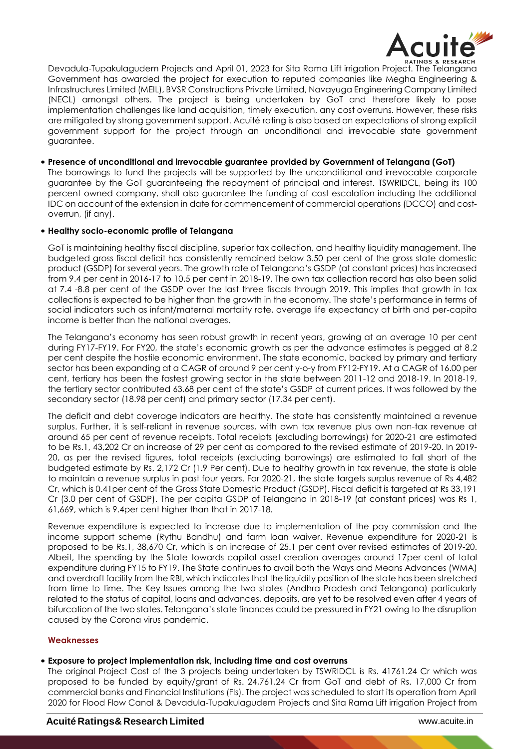Devadula-Tupakulagudem Projects and April 01, 2023 for Sita Rama Lift irrigation Project. The Telangana Government has awarded the project for execution to reputed companies like Megha Engineering & Infrastructures Limited (MEIL), BVSR Constructions Private Limited, Navayuga Engineering Company Limited (NECL) amongst others. The project is being undertaken by GoT and therefore likely to pose implementation challenges like land acquisition, timely execution, any cost overruns. However, these risks are mitigated by strong government support. Acuité rating is also based on expectations of strong explicit government support for the project through an unconditional and irrevocable state government guarantee.

- **Presence of unconditional and irrevocable guarantee provided by Government of Telangana (GoT)**
  The borrowings to fund the projects will be supported by the unconditional and irrevocable corporate guarantee by the GoT guaranteeing the repayment of principal and interest. TSWRIDCL, being its 100 percent owned company, shall also guarantee the funding of cost escalation including the additional IDC on account of the extension in date for commencement of commercial operations (DCCO) and cost-overrun, (if any).

- **Healthy socio-economic profile of Telangana**

  GoT is maintaining healthy fiscal discipline, superior tax collection, and healthy liquidity management. The budgeted gross fiscal deficit has consistently remained below 3.50 per cent of the gross state domestic product (GSDP) for several years. The growth rate of Telangana's GSDP (at constant prices) has increased from 9.4 per cent in 2016-17 to 10.5 per cent in 2018-19. The own tax collection record has also been solid at 7.4 -8.8 per cent of the GSDP over the last three fiscals through 2019. This implies that growth in tax collections is expected to be higher than the growth in the economy. The state's performance in terms of social indicators such as infant/maternal mortality rate, average life expectancy at birth and per-capita income is better than the national averages.

  The Telangana's economy has seen robust growth in recent years, growing at an average 10 per cent during FY17-FY19. For FY20, the state's economic growth as per the advance estimates is pegged at 8.2 per cent despite the hostile economic environment. The state economic, backed by primary and tertiary sector has been expanding at a CAGR of around 9 per cent y-o-y from FY12-FY19. At a CAGR of 16.00 per cent, tertiary has been the fastest growing sector in the state between 2011-12 and 2018-19. In 2018-19, the tertiary sector contributed 63.68 per cent of the state's GSDP at current prices. It was followed by the secondary sector (18.98 per cent) and primary sector (17.34 per cent).

  The deficit and debt coverage indicators are healthy. The state has consistently maintained a revenue surplus. Further, it is self-reliant in revenue sources, with own tax revenue plus own non-tax revenue at around 65 per cent of revenue receipts. Total receipts (excluding borrowings) for 2020-21 are estimated to be Rs.1, 43,202 Cr an increase of 29 per cent as compared to the revised estimate of 2019-20. In 2019-20, as per the revised figures, total receipts (excluding borrowings) are estimated to fall short of the budgeted estimate by Rs. 2,172 Cr (1.9 Per cent). Due to healthy growth in tax revenue, the state is able to maintain a revenue surplus in past four years. For 2020-21, the state targets surplus revenue of Rs 4,482 Cr, which is 0.41per cent of the Gross State Domestic Product (GSDP). Fiscal deficit is targeted at Rs 33,191 Cr (3.0 per cent of GSDP). The per capita GSDP of Telangana in 2018-19 (at constant prices) was Rs 1, 61,669, which is 9.4per cent higher than that in 2017-18.

  Revenue expenditure is expected to increase due to implementation of the pay commission and the income support scheme (Rythu Bandhu) and farm loan waiver. Revenue expenditure for 2020-21 is proposed to be Rs.1, 38,670 Cr, which is an increase of 25.1 per cent over revised estimates of 2019-20. Albeit, the spending by the State towards capital asset creation averages around 17per cent of total expenditure during FY15 to FY19. The State continues to avail both the Ways and Means Advances (WMA) and overdraft facility from the RBI, which indicates that the liquidity position of the state has been stretched from time to time. The Key Issues among the two states (Andhra Pradesh and Telangana) particularly related to the status of capital, loans and advances, deposits, are yet to be resolved even after 4 years of bifurcation of the two states. Telangana's state finances could be pressured in FY21 owing to the disruption caused by the Corona virus pandemic.

### Weaknesses

- **Exposure to project implementation risk, including time and cost overruns**
  The original Project Cost of the 3 projects being undertaken by TSWRIDCL is Rs. 41761.24 Cr which was proposed to be funded by equity/grant of Rs. 24,761.24 Cr from GoT and debt of Rs. 17,000 Cr from commercial banks and Financial Institutions (FIs). The project was scheduled to start its operation from April 2020 for Flood Flow Canal & Devadula-Tupakulagudem Projects and Sita Rama Lift irrigation Project from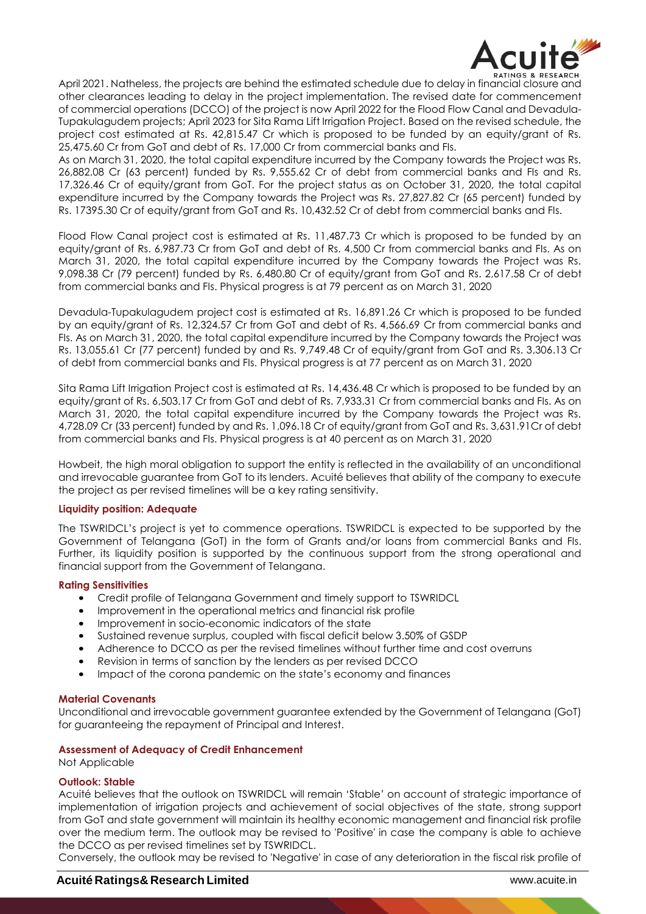April 2021. Natheless, the projects are behind the estimated schedule due to delay in financial closure and other clearances leading to delay in the project implementation. The revised date for commencement of commercial operations (DCCO) of the project is now April 2022 for the Flood Flow Canal and Devadula-Tupakulagudem projects; April 2023 for Sita Rama Lift Irrigation Project. Based on the revised schedule, the project cost estimated at Rs. 42,815.47 Cr which is proposed to be funded by an equity/grant of Rs. 25,475.60 Cr from GoT and debt of Rs. 17,000 Cr from commercial banks and FIs.
As on March 31, 2020, the total capital expenditure incurred by the Company towards the Project was Rs. 26,882.08 Cr (63 percent) funded by Rs. 9,555.62 Cr of debt from commercial banks and FIs and Rs. 17,326.46 Cr of equity/grant from GoT. For the project status as on October 31, 2020, the total capital expenditure incurred by the Company towards the Project was Rs. 27,827.82 Cr (65 percent) funded by Rs. 17395.30 Cr of equity/grant from GoT and Rs. 10,432.52 Cr of debt from commercial banks and FIs.

Flood Flow Canal project cost is estimated at Rs. 11,487.73 Cr which is proposed to be funded by an equity/grant of Rs. 6,987.73 Cr from GoT and debt of Rs. 4,500 Cr from commercial banks and FIs. As on March 31, 2020, the total capital expenditure incurred by the Company towards the Project was Rs. 9,098.38 Cr (79 percent) funded by Rs. 6,480.80 Cr of equity/grant from GoT and Rs. 2,617.58 Cr of debt from commercial banks and FIs. Physical progress is at 79 percent as on March 31, 2020

Devadula-Tupakulagudem project cost is estimated at Rs. 16,891.26 Cr which is proposed to be funded by an equity/grant of Rs. 12,324.57 Cr from GoT and debt of Rs. 4,566.69 Cr from commercial banks and FIs. As on March 31, 2020, the total capital expenditure incurred by the Company towards the Project was Rs. 13,055.61 Cr (77 percent) funded by and Rs. 9,749.48 Cr of equity/grant from GoT and Rs. 3,306.13 Cr of debt from commercial banks and FIs. Physical progress is at 77 percent as on March 31, 2020

Sita Rama Lift Irrigation Project cost is estimated at Rs. 14,436.48 Cr which is proposed to be funded by an equity/grant of Rs. 6,503.17 Cr from GoT and debt of Rs. 7,933.31 Cr from commercial banks and FIs. As on March 31, 2020, the total capital expenditure incurred by the Company towards the Project was Rs. 4,728.09 Cr (33 percent) funded by and Rs. 1,096.18 Cr of equity/grant from GoT and Rs. 3,631.91Cr of debt from commercial banks and FIs. Physical progress is at 40 percent as on March 31, 2020

Howbeit, the high moral obligation to support the entity is reflected in the availability of an unconditional and irrevocable guarantee from GoT to its lenders. Acuité believes that ability of the company to execute the project as per revised timelines will be a key rating sensitivity.

**Liquidity position: Adequate**

The TSWRIDCL's project is yet to commence operations. TSWRIDCL is expected to be supported by the Government of Telangana (GoT) in the form of Grants and/or loans from commercial Banks and FIs. Further, its liquidity position is supported by the continuous support from the strong operational and financial support from the Government of Telangana.

**Rating Sensitivities**

- Credit profile of Telangana Government and timely support to TSWRIDCL
- Improvement in the operational metrics and financial risk profile
- Improvement in socio-economic indicators of the state
- Sustained revenue surplus, coupled with fiscal deficit below 3.50% of GSDP
- Adherence to DCCO as per the revised timelines without further time and cost overruns
- Revision in terms of sanction by the lenders as per revised DCCO
- Impact of the corona pandemic on the state's economy and finances

**Material Covenants**

Unconditional and irrevocable government guarantee extended by the Government of Telangana (GoT) for guaranteeing the repayment of Principal and Interest.

**Assessment of Adequacy of Credit Enhancement**

Not Applicable

**Outlook: Stable**

Acuité believes that the outlook on TSWRIDCL will remain 'Stable' on account of strategic importance of implementation of irrigation projects and achievement of social objectives of the state, strong support from GoT and state government will maintain its healthy economic management and financial risk profile over the medium term. The outlook may be revised to 'Positive' in case the company is able to achieve the DCCO as per revised timelines set by TSWRIDCL.
Conversely, the outlook may be revised to 'Negative' in case of any deterioration in the fiscal risk profile of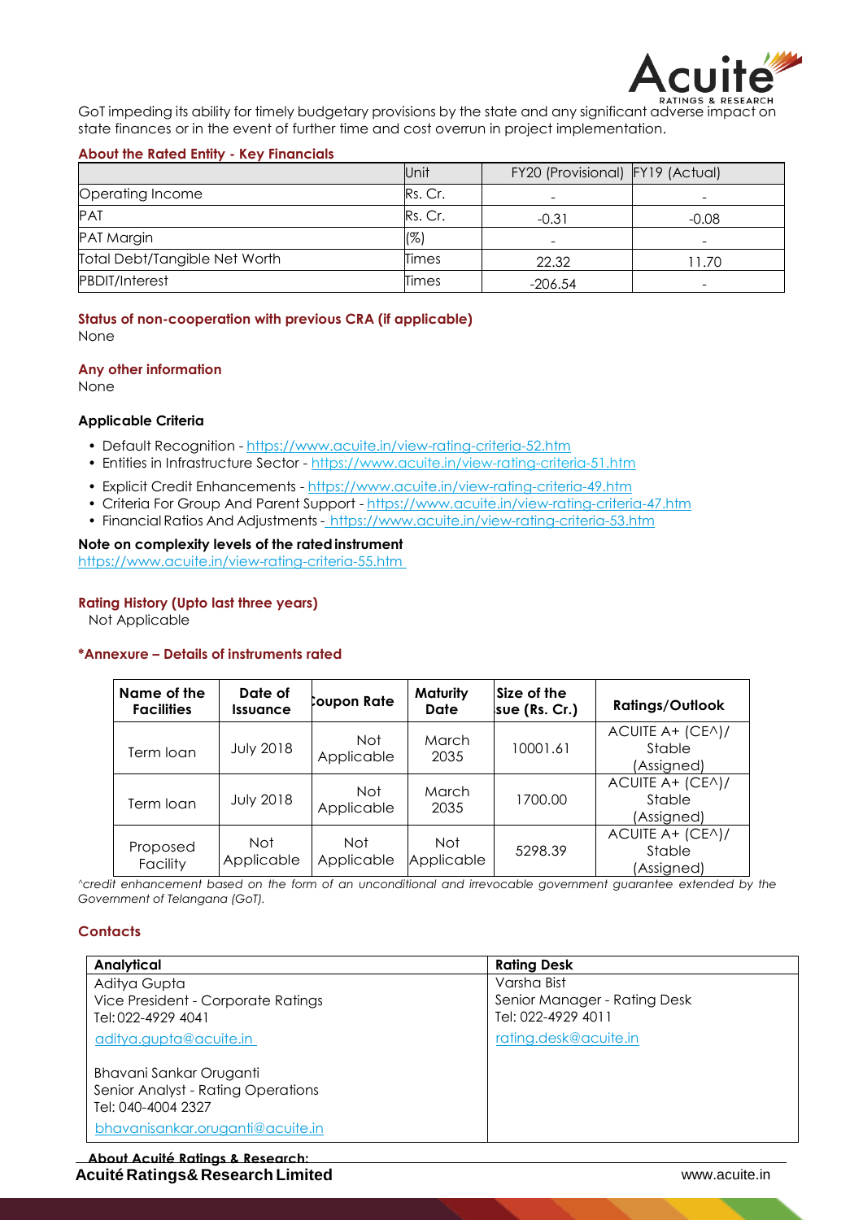GoT impeding its ability for timely budgetary provisions by the state and any significant adverse impact on state finances or in the event of further time and cost overrun in project implementation.

### About the Rated Entity - Key Financials

| | Unit | FY20 (Provisional) | FY19 (Actual) |
|---|---|---|---|
| Operating Income | Rs. Cr. | - | - |
| PAT | Rs. Cr. | -0.31 | -0.08 |
| PAT Margin | (%) | - | - |
| Total Debt/Tangible Net Worth | Times | 22.32 | 11.70 |
| PBDIT/Interest | Times | -206.54 | - |

### Status of non-cooperation with previous CRA (if applicable)

None

### Any other information

None

### Applicable Criteria

- Default Recognition - https://www.acuite.in/view-rating-criteria-52.htm
- Entities in Infrastructure Sector - https://www.acuite.in/view-rating-criteria-51.htm
- Explicit Credit Enhancements - https://www.acuite.in/view-rating-criteria-49.htm
- Criteria For Group And Parent Support - https://www.acuite.in/view-rating-criteria-47.htm
- Financial Ratios And Adjustments - https://www.acuite.in/view-rating-criteria-53.htm

### Note on complexity levels of the rated instrument

https://www.acuite.in/view-rating-criteria-55.htm

### Rating History (Upto last three years)

Not Applicable

### *Annexure – Details of instruments rated

| Name of the Facilities | Date of Issuance | Coupon Rate | Maturity Date | Size of the Issue (Rs. Cr.) | Ratings/Outlook |
|---|---|---|---|---|---|
| Term loan | July 2018 | Not Applicable | March 2035 | 10001.61 | ACUITE A+ (CE^)/ Stable (Assigned) |
| Term loan | July 2018 | Not Applicable | March 2035 | 1700.00 | ACUITE A+ (CE^)/ Stable (Assigned) |
| Proposed Facility | Not Applicable | Not Applicable | Not Applicable | 5298.39 | ACUITE A+ (CE^)/ Stable (Assigned) |

*^credit enhancement based on the form of an unconditional and irrevocable government guarantee extended by the Government of Telangana (GoT).*

### Contacts

| Analytical | Rating Desk |
|---|---|
| Aditya Gupta<br>Vice President - Corporate Ratings<br>Tel: 022-4929 4041<br>aditya.gupta@acuite.in<br><br>Bhavani Sankar Oruganti<br>Senior Analyst - Rating Operations<br>Tel: 040-4004 2327<br>bhavanisankar.oruganti@acuite.in | Varsha Bist<br>Senior Manager - Rating Desk<br>Tel: 022-4929 4011<br>rating.desk@acuite.in |

**About Acuité Ratings & Research:**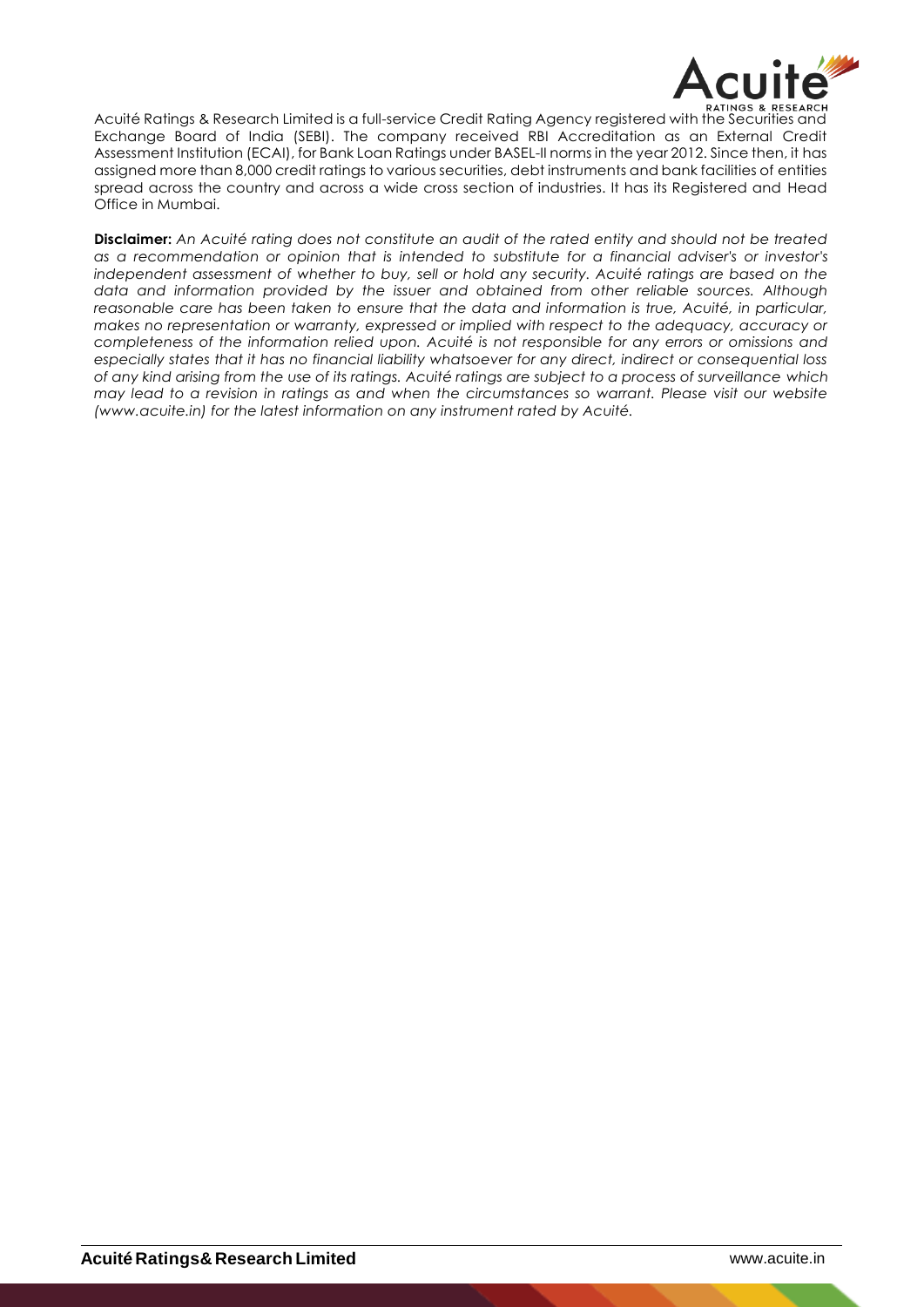Acuité Ratings & Research Limited is a full-service Credit Rating Agency registered with the Securities and Exchange Board of India (SEBI). The company received RBI Accreditation as an External Credit Assessment Institution (ECAI), for Bank Loan Ratings under BASEL-II norms in the year 2012. Since then, it has assigned more than 8,000 credit ratings to various securities, debt instruments and bank facilities of entities spread across the country and across a wide cross section of industries. It has its Registered and Head Office in Mumbai.

**Disclaimer:** *An Acuité rating does not constitute an audit of the rated entity and should not be treated as a recommendation or opinion that is intended to substitute for a financial adviser's or investor's independent assessment of whether to buy, sell or hold any security. Acuité ratings are based on the data and information provided by the issuer and obtained from other reliable sources. Although reasonable care has been taken to ensure that the data and information is true, Acuité, in particular, makes no representation or warranty, expressed or implied with respect to the adequacy, accuracy or completeness of the information relied upon. Acuité is not responsible for any errors or omissions and especially states that it has no financial liability whatsoever for any direct, indirect or consequential loss of any kind arising from the use of its ratings. Acuité ratings are subject to a process of surveillance which may lead to a revision in ratings as and when the circumstances so warrant. Please visit our website (www.acuite.in) for the latest information on any instrument rated by Acuité.*